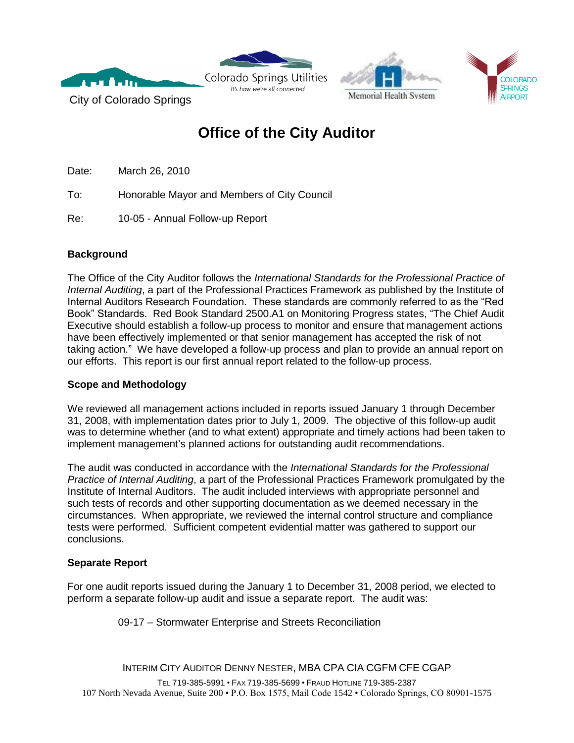City of Colorado Springs

Colorado Springs Utilities
It's how we're all connected

Memorial Health System

COLORADO SPRINGS AIRPORT

# Office of the City Auditor

Date: March 26, 2010

To: Honorable Mayor and Members of City Council

Re: 10-05 - Annual Follow-up Report

## Background

The Office of the City Auditor follows the *International Standards for the Professional Practice of Internal Auditing*, a part of the Professional Practices Framework as published by the Institute of Internal Auditors Research Foundation. These standards are commonly referred to as the "Red Book" Standards. Red Book Standard 2500.A1 on Monitoring Progress states, "The Chief Audit Executive should establish a follow-up process to monitor and ensure that management actions have been effectively implemented or that senior management has accepted the risk of not taking action." We have developed a follow-up process and plan to provide an annual report on our efforts. This report is our first annual report related to the follow-up process.

## Scope and Methodology

We reviewed all management actions included in reports issued January 1 through December 31, 2008, with implementation dates prior to July 1, 2009. The objective of this follow-up audit was to determine whether (and to what extent) appropriate and timely actions had been taken to implement management's planned actions for outstanding audit recommendations.

The audit was conducted in accordance with the *International Standards for the Professional Practice of Internal Auditing*, a part of the Professional Practices Framework promulgated by the Institute of Internal Auditors. The audit included interviews with appropriate personnel and such tests of records and other supporting documentation as we deemed necessary in the circumstances. When appropriate, we reviewed the internal control structure and compliance tests were performed. Sufficient competent evidential matter was gathered to support our conclusions.

## Separate Report

For one audit reports issued during the January 1 to December 31, 2008 period, we elected to perform a separate follow-up audit and issue a separate report. The audit was:

09-17 – Stormwater Enterprise and Streets Reconciliation

INTERIM CITY AUDITOR DENNY NESTER, MBA CPA CIA CGFM CFE CGAP

TEL 719-385-5991 • FAX 719-385-5699 • FRAUD HOTLINE 719-385-2387
107 North Nevada Avenue, Suite 200 • P.O. Box 1575, Mail Code 1542 • Colorado Springs, CO 80901-1575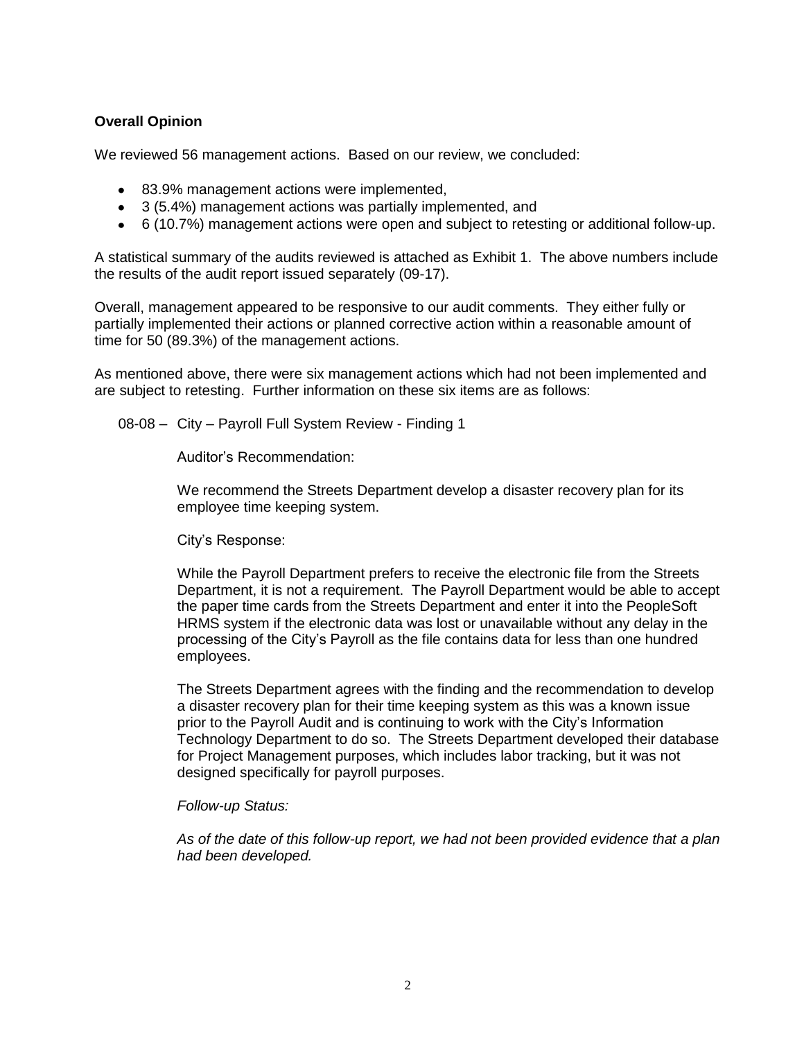**Overall Opinion**

We reviewed 56 management actions. Based on our review, we concluded:

- 83.9% management actions were implemented,
- 3 (5.4%) management actions was partially implemented, and
- 6 (10.7%) management actions were open and subject to retesting or additional follow-up.

A statistical summary of the audits reviewed is attached as Exhibit 1. The above numbers include the results of the audit report issued separately (09-17).

Overall, management appeared to be responsive to our audit comments. They either fully or partially implemented their actions or planned corrective action within a reasonable amount of time for 50 (89.3%) of the management actions.

As mentioned above, there were six management actions which had not been implemented and are subject to retesting. Further information on these six items are as follows:

08-08 – City – Payroll Full System Review - Finding 1

Auditor's Recommendation:

We recommend the Streets Department develop a disaster recovery plan for its employee time keeping system.

City's Response:

While the Payroll Department prefers to receive the electronic file from the Streets Department, it is not a requirement. The Payroll Department would be able to accept the paper time cards from the Streets Department and enter it into the PeopleSoft HRMS system if the electronic data was lost or unavailable without any delay in the processing of the City's Payroll as the file contains data for less than one hundred employees.

The Streets Department agrees with the finding and the recommendation to develop a disaster recovery plan for their time keeping system as this was a known issue prior to the Payroll Audit and is continuing to work with the City's Information Technology Department to do so. The Streets Department developed their database for Project Management purposes, which includes labor tracking, but it was not designed specifically for payroll purposes.

*Follow-up Status:*

*As of the date of this follow-up report, we had not been provided evidence that a plan had been developed.*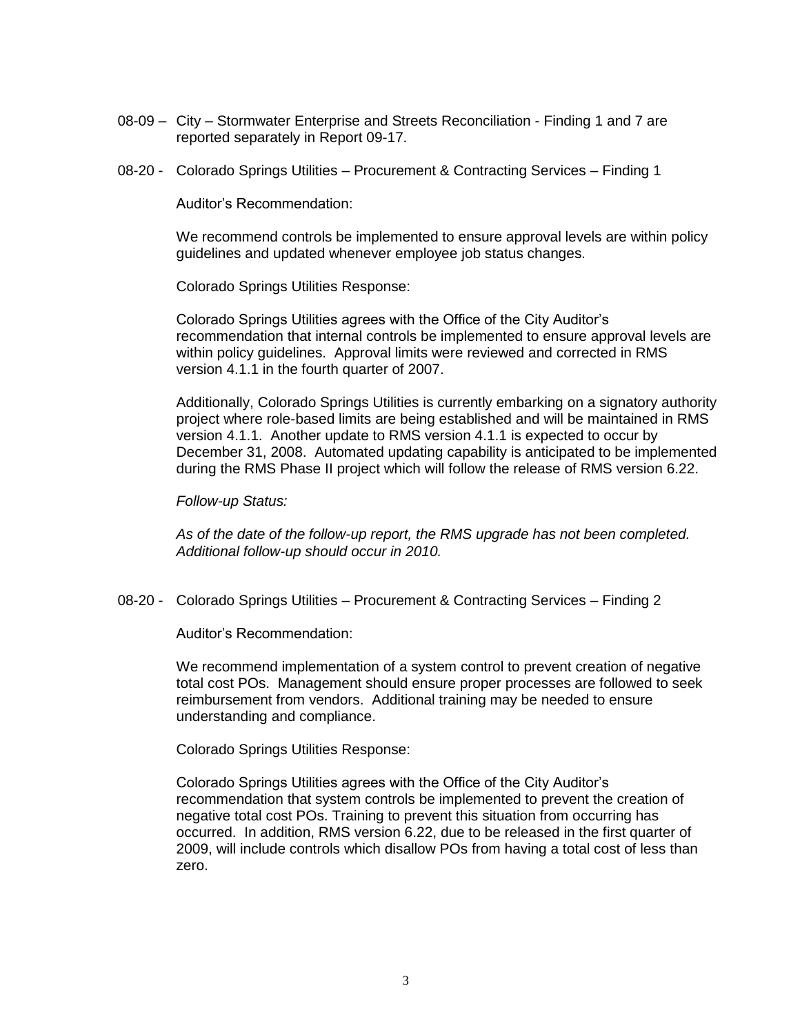08-09 – City – Stormwater Enterprise and Streets Reconciliation - Finding 1 and 7 are reported separately in Report 09-17.

08-20 - Colorado Springs Utilities – Procurement & Contracting Services – Finding 1

Auditor's Recommendation:

We recommend controls be implemented to ensure approval levels are within policy guidelines and updated whenever employee job status changes.

Colorado Springs Utilities Response:

Colorado Springs Utilities agrees with the Office of the City Auditor's recommendation that internal controls be implemented to ensure approval levels are within policy guidelines. Approval limits were reviewed and corrected in RMS version 4.1.1 in the fourth quarter of 2007.

Additionally, Colorado Springs Utilities is currently embarking on a signatory authority project where role-based limits are being established and will be maintained in RMS version 4.1.1. Another update to RMS version 4.1.1 is expected to occur by December 31, 2008. Automated updating capability is anticipated to be implemented during the RMS Phase II project which will follow the release of RMS version 6.22.

*Follow-up Status:*

*As of the date of the follow-up report, the RMS upgrade has not been completed. Additional follow-up should occur in 2010.*

08-20 - Colorado Springs Utilities – Procurement & Contracting Services – Finding 2

Auditor's Recommendation:

We recommend implementation of a system control to prevent creation of negative total cost POs. Management should ensure proper processes are followed to seek reimbursement from vendors. Additional training may be needed to ensure understanding and compliance.

Colorado Springs Utilities Response:

Colorado Springs Utilities agrees with the Office of the City Auditor's recommendation that system controls be implemented to prevent the creation of negative total cost POs. Training to prevent this situation from occurring has occurred. In addition, RMS version 6.22, due to be released in the first quarter of 2009, will include controls which disallow POs from having a total cost of less than zero.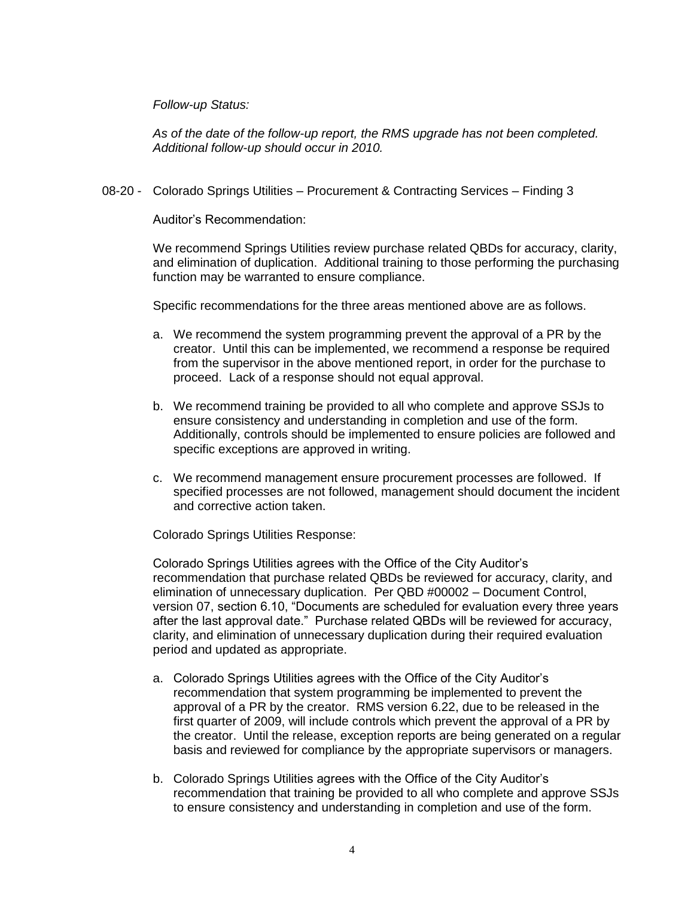*Follow-up Status:*

*As of the date of the follow-up report, the RMS upgrade has not been completed. Additional follow-up should occur in 2010.*

08-20 - Colorado Springs Utilities – Procurement & Contracting Services – Finding 3

Auditor's Recommendation:

We recommend Springs Utilities review purchase related QBDs for accuracy, clarity, and elimination of duplication. Additional training to those performing the purchasing function may be warranted to ensure compliance.

Specific recommendations for the three areas mentioned above are as follows.

a. We recommend the system programming prevent the approval of a PR by the creator. Until this can be implemented, we recommend a response be required from the supervisor in the above mentioned report, in order for the purchase to proceed. Lack of a response should not equal approval.

b. We recommend training be provided to all who complete and approve SSJs to ensure consistency and understanding in completion and use of the form. Additionally, controls should be implemented to ensure policies are followed and specific exceptions are approved in writing.

c. We recommend management ensure procurement processes are followed. If specified processes are not followed, management should document the incident and corrective action taken.

Colorado Springs Utilities Response:

Colorado Springs Utilities agrees with the Office of the City Auditor's recommendation that purchase related QBDs be reviewed for accuracy, clarity, and elimination of unnecessary duplication. Per QBD #00002 – Document Control, version 07, section 6.10, "Documents are scheduled for evaluation every three years after the last approval date." Purchase related QBDs will be reviewed for accuracy, clarity, and elimination of unnecessary duplication during their required evaluation period and updated as appropriate.

a. Colorado Springs Utilities agrees with the Office of the City Auditor's recommendation that system programming be implemented to prevent the approval of a PR by the creator. RMS version 6.22, due to be released in the first quarter of 2009, will include controls which prevent the approval of a PR by the creator. Until the release, exception reports are being generated on a regular basis and reviewed for compliance by the appropriate supervisors or managers.

b. Colorado Springs Utilities agrees with the Office of the City Auditor's recommendation that training be provided to all who complete and approve SSJs to ensure consistency and understanding in completion and use of the form.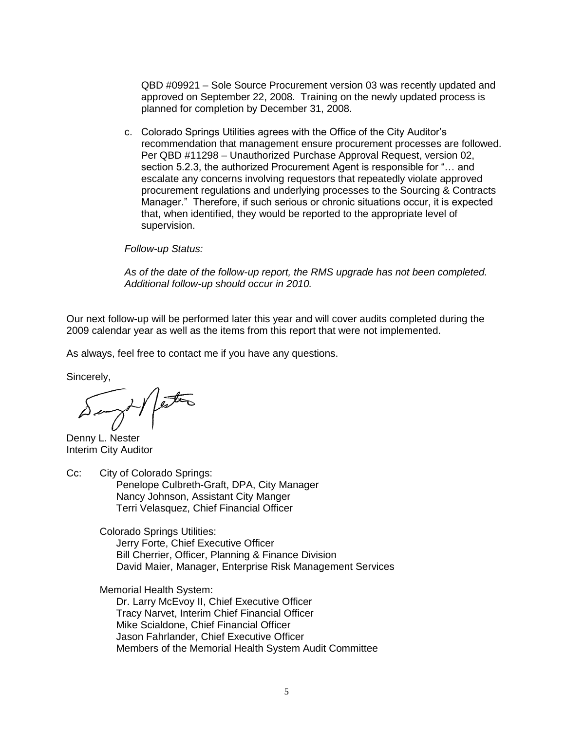QBD #09921 – Sole Source Procurement version 03 was recently updated and approved on September 22, 2008. Training on the newly updated process is planned for completion by December 31, 2008.

c. Colorado Springs Utilities agrees with the Office of the City Auditor's recommendation that management ensure procurement processes are followed. Per QBD #11298 – Unauthorized Purchase Approval Request, version 02, section 5.2.3, the authorized Procurement Agent is responsible for "… and escalate any concerns involving requestors that repeatedly violate approved procurement regulations and underlying processes to the Sourcing & Contracts Manager." Therefore, if such serious or chronic situations occur, it is expected that, when identified, they would be reported to the appropriate level of supervision.

*Follow-up Status:*

*As of the date of the follow-up report, the RMS upgrade has not been completed. Additional follow-up should occur in 2010.*

Our next follow-up will be performed later this year and will cover audits completed during the 2009 calendar year as well as the items from this report that were not implemented.

As always, feel free to contact me if you have any questions.

Sincerely,

Denny L. Nester
Interim City Auditor

Cc: City of Colorado Springs:
Penelope Culbreth-Graft, DPA, City Manager
Nancy Johnson, Assistant City Manger
Terri Velasquez, Chief Financial Officer

Colorado Springs Utilities:
Jerry Forte, Chief Executive Officer
Bill Cherrier, Officer, Planning & Finance Division
David Maier, Manager, Enterprise Risk Management Services

Memorial Health System:
Dr. Larry McEvoy II, Chief Executive Officer
Tracy Narvet, Interim Chief Financial Officer
Mike Scialdone, Chief Financial Officer
Jason Fahrlander, Chief Executive Officer
Members of the Memorial Health System Audit Committee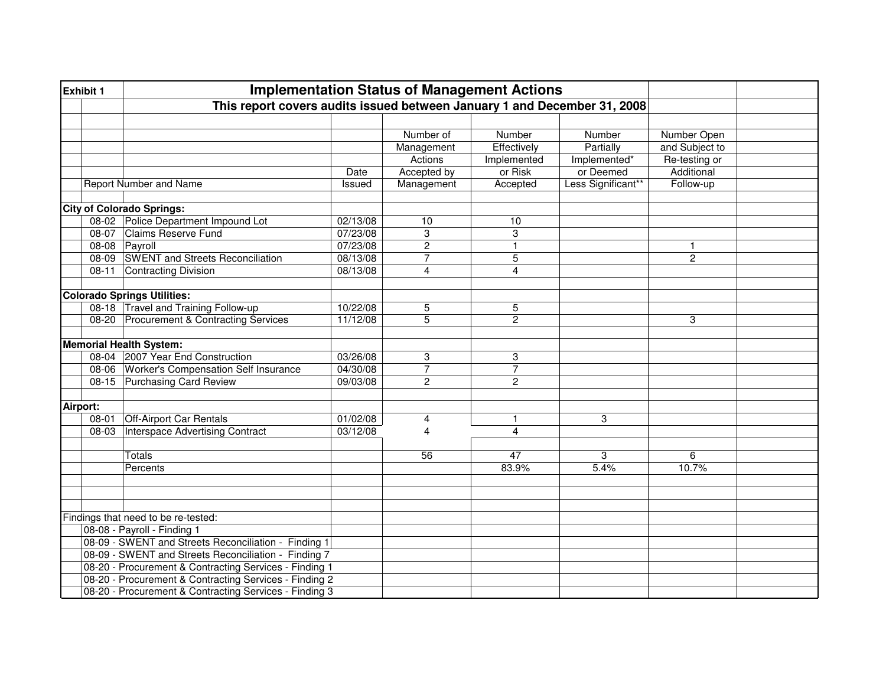Exhibit 1

# Implementation Status of Management Actions

## This report covers audits issued between January 1 and December 31, 2008

| Report Number and Name | | Date Issued | Number of Management Actions Accepted by Management | Number Effectively Implemented or Risk Accepted | Number Partially Implemented* or Deemed Less Significant** | Number Open and Subject to Re-testing or Additional Follow-up |
|---|---|---|---|---|---|---|
| **City of Colorado Springs:** | | | | | | |
| 08-02 | Police Department Impound Lot | 02/13/08 | 10 | 10 | | |
| 08-07 | Claims Reserve Fund | 07/23/08 | 3 | 3 | | |
| 08-08 | Payroll | 07/23/08 | 2 | 1 | | 1 |
| 08-09 | SWENT and Streets Reconciliation | 08/13/08 | 7 | 5 | | 2 |
| 08-11 | Contracting Division | 08/13/08 | 4 | 4 | | |
| **Colorado Springs Utilities:** | | | | | | |
| 08-18 | Travel and Training Follow-up | 10/22/08 | 5 | 5 | | |
| 08-20 | Procurement & Contracting Services | 11/12/08 | 5 | 2 | | 3 |
| **Memorial Health System:** | | | | | | |
| 08-04 | 2007 Year End Construction | 03/26/08 | 3 | 3 | | |
| 08-06 | Worker's Compensation Self Insurance | 04/30/08 | 7 | 7 | | |
| 08-15 | Purchasing Card Review | 09/03/08 | 2 | 2 | | |
| **Airport:** | | | | | | |
| 08-01 | Off-Airport Car Rentals | 01/02/08 | 4 | 1 | 3 | |
| 08-03 | Interspace Advertising Contract | 03/12/08 | 4 | 4 | | |
| | Totals | | 56 | 47 | 3 | 6 |
| | Percents | | | 83.9% | 5.4% | 10.7% |

Findings that need to be re-tested:

- 08-08 - Payroll - Finding 1
- 08-09 - SWENT and Streets Reconciliation - Finding 1
- 08-09 - SWENT and Streets Reconciliation - Finding 7
- 08-20 - Procurement & Contracting Services - Finding 1
- 08-20 - Procurement & Contracting Services - Finding 2
- 08-20 - Procurement & Contracting Services - Finding 3